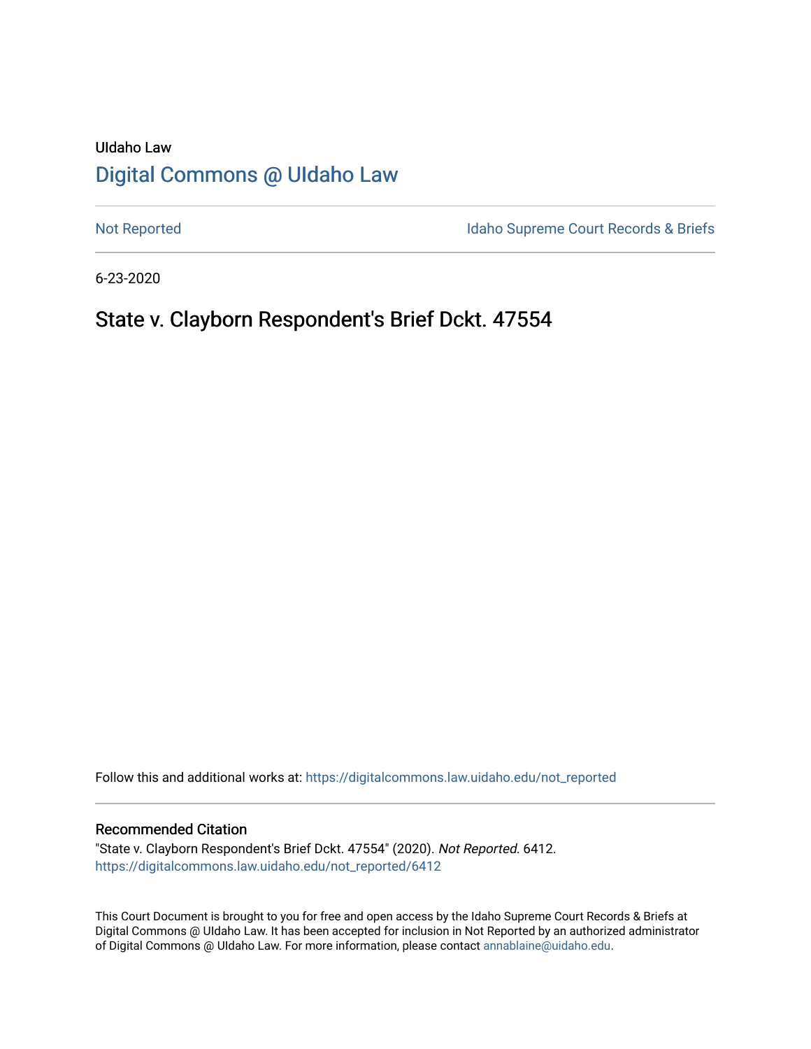UIdaho Law

# [Digital Commons @ UIdaho Law](https://digitalcommons.law.uidaho.edu/)

[Not Reported](https://digitalcommons.law.uidaho.edu/not_reported) | [Idaho Supreme Court Records & Briefs](https://digitalcommons.law.uidaho.edu/idaho_supreme_court_record_briefs)

6-23-2020

## State v. Clayborn Respondent's Brief Dckt. 47554

Follow this and additional works at: https://digitalcommons.law.uidaho.edu/not_reported

### Recommended Citation

"State v. Clayborn Respondent's Brief Dckt. 47554" (2020). *Not Reported*. 6412.
https://digitalcommons.law.uidaho.edu/not_reported/6412

This Court Document is brought to you for free and open access by the Idaho Supreme Court Records & Briefs at Digital Commons @ UIdaho Law. It has been accepted for inclusion in Not Reported by an authorized administrator of Digital Commons @ UIdaho Law. For more information, please contact annablaine@uidaho.edu.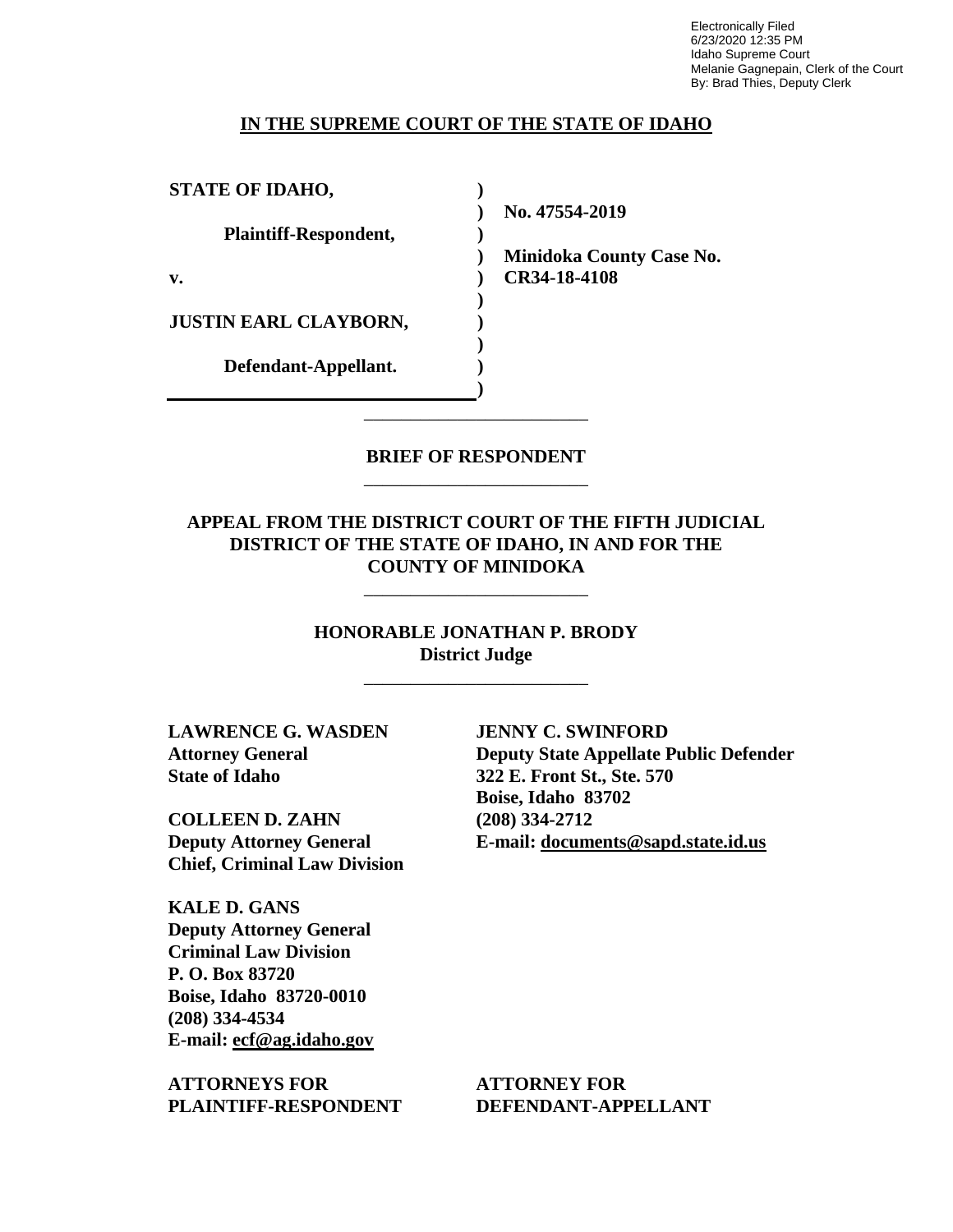Electronically Filed
6/23/2020 12:35 PM
Idaho Supreme Court
Melanie Gagnepain, Clerk of the Court
By: Brad Thies, Deputy Clerk

**IN THE SUPREME COURT OF THE STATE OF IDAHO**

| | | |
|---|---|---|
| **STATE OF IDAHO,** | ) | |
| | ) | **No. 47554-2019** |
| **Plaintiff-Respondent,** | ) | |
| | ) | **Minidoka County Case No.** |
| **v.** | ) | **CR34-18-4108** |
| | ) | |
| **JUSTIN EARL CLAYBORN,** | ) | |
| | ) | |
| **Defendant-Appellant.** | ) | |
| | ) | |

**BRIEF OF RESPONDENT**

**APPEAL FROM THE DISTRICT COURT OF THE FIFTH JUDICIAL DISTRICT OF THE STATE OF IDAHO, IN AND FOR THE COUNTY OF MINIDOKA**

**HONORABLE JONATHAN P. BRODY**
**District Judge**

**LAWRENCE G. WASDEN**
**Attorney General**
**State of Idaho**

**COLLEEN D. ZAHN**
**Deputy Attorney General**
**Chief, Criminal Law Division**

**KALE D. GANS**
**Deputy Attorney General**
**Criminal Law Division**
**P. O. Box 83720**
**Boise, Idaho 83720-0010**
**(208) 334-4534**
**E-mail: ecf@ag.idaho.gov**

**ATTORNEYS FOR PLAINTIFF-RESPONDENT**

**JENNY C. SWINFORD**
**Deputy State Appellate Public Defender**
**322 E. Front St., Ste. 570**
**Boise, Idaho 83702**
**(208) 334-2712**
**E-mail: documents@sapd.state.id.us**

**ATTORNEY FOR DEFENDANT-APPELLANT**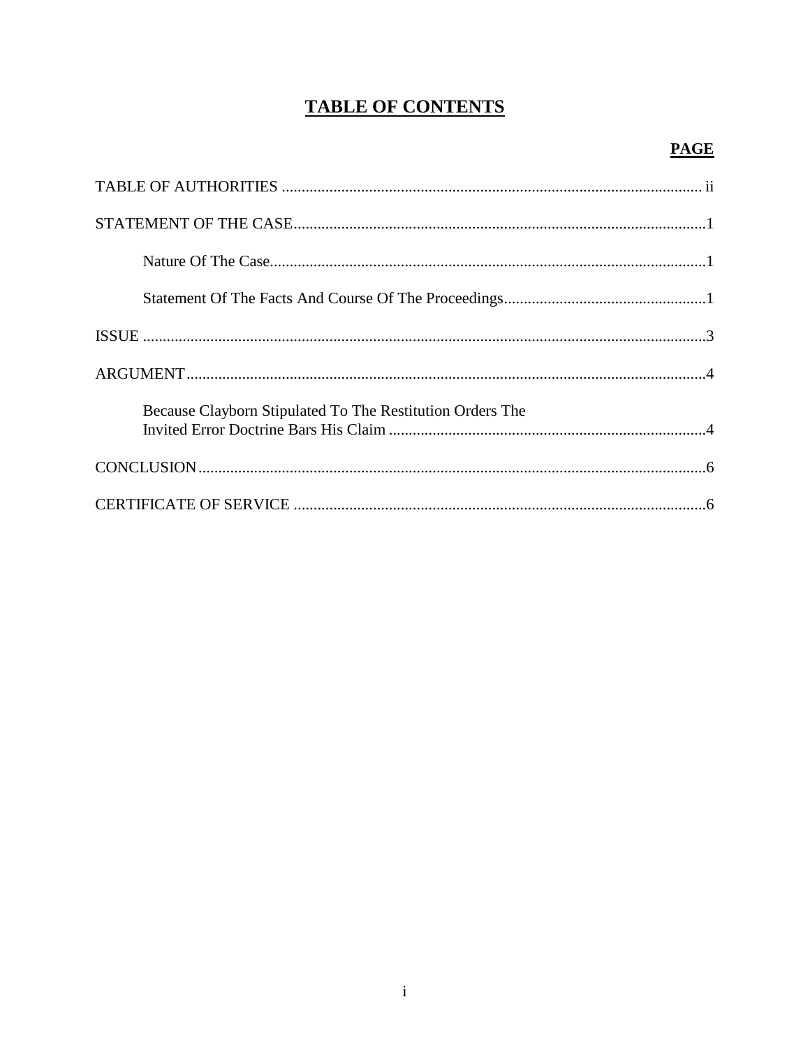# TABLE OF CONTENTS

| | PAGE |
|---|---|
| TABLE OF AUTHORITIES | ii |
| STATEMENT OF THE CASE | 1 |
| Nature Of The Case | 1 |
| Statement Of The Facts And Course Of The Proceedings | 1 |
| ISSUE | 3 |
| ARGUMENT | 4 |
| Because Clayborn Stipulated To The Restitution Orders The Invited Error Doctrine Bars His Claim | 4 |
| CONCLUSION | 6 |
| CERTIFICATE OF SERVICE | 6 |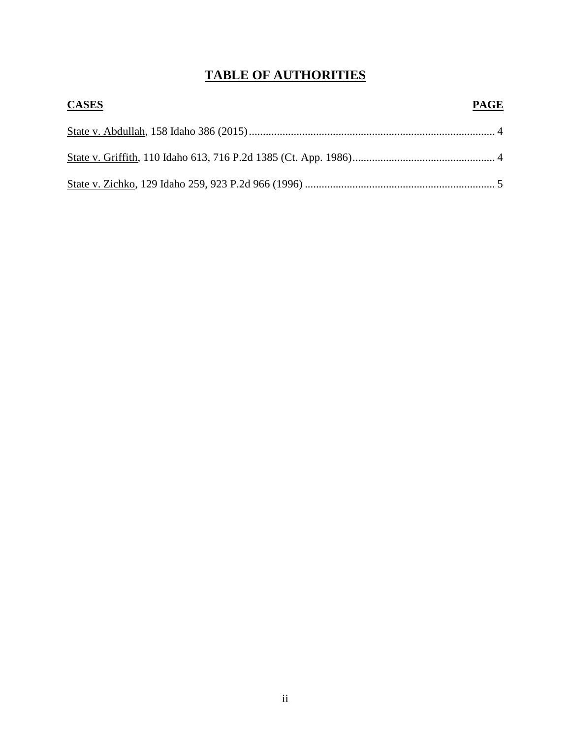# TABLE OF AUTHORITIES

| CASES | PAGE |
| --- | --- |
| State v. Abdullah, 158 Idaho 386 (2015) | 4 |
| State v. Griffith, 110 Idaho 613, 716 P.2d 1385 (Ct. App. 1986) | 4 |
| State v. Zichko, 129 Idaho 259, 923 P.2d 966 (1996) | 5 |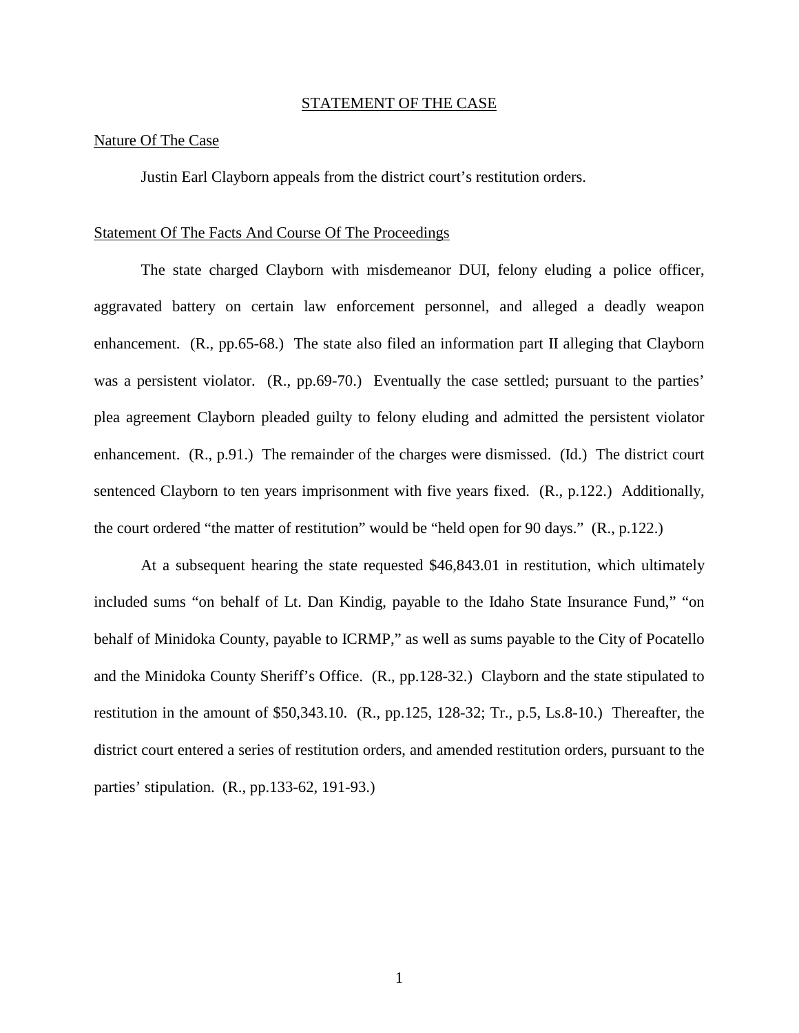## STATEMENT OF THE CASE

### Nature Of The Case

Justin Earl Clayborn appeals from the district court's restitution orders.

### Statement Of The Facts And Course Of The Proceedings

The state charged Clayborn with misdemeanor DUI, felony eluding a police officer, aggravated battery on certain law enforcement personnel, and alleged a deadly weapon enhancement. (R., pp.65-68.) The state also filed an information part II alleging that Clayborn was a persistent violator. (R., pp.69-70.) Eventually the case settled; pursuant to the parties' plea agreement Clayborn pleaded guilty to felony eluding and admitted the persistent violator enhancement. (R., p.91.) The remainder of the charges were dismissed. (Id.) The district court sentenced Clayborn to ten years imprisonment with five years fixed. (R., p.122.) Additionally, the court ordered "the matter of restitution" would be "held open for 90 days." (R., p.122.)

At a subsequent hearing the state requested $46,843.01 in restitution, which ultimately included sums "on behalf of Lt. Dan Kindig, payable to the Idaho State Insurance Fund," "on behalf of Minidoka County, payable to ICRMP," as well as sums payable to the City of Pocatello and the Minidoka County Sheriff's Office. (R., pp.128-32.) Clayborn and the state stipulated to restitution in the amount of $50,343.10. (R., pp.125, 128-32; Tr., p.5, Ls.8-10.) Thereafter, the district court entered a series of restitution orders, and amended restitution orders, pursuant to the parties' stipulation. (R., pp.133-62, 191-93.)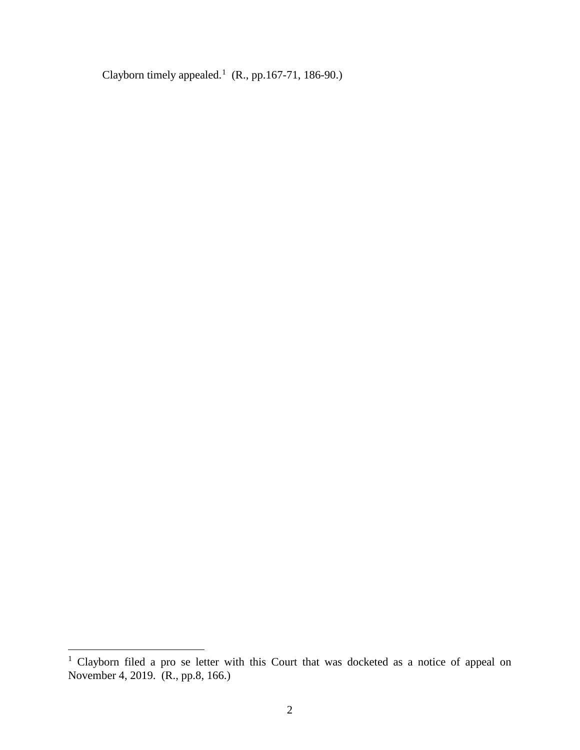Clayborn timely appealed.[1] (R., pp.167-71, 186-90.)

[1] Clayborn filed a pro se letter with this Court that was docketed as a notice of appeal on November 4, 2019. (R., pp.8, 166.)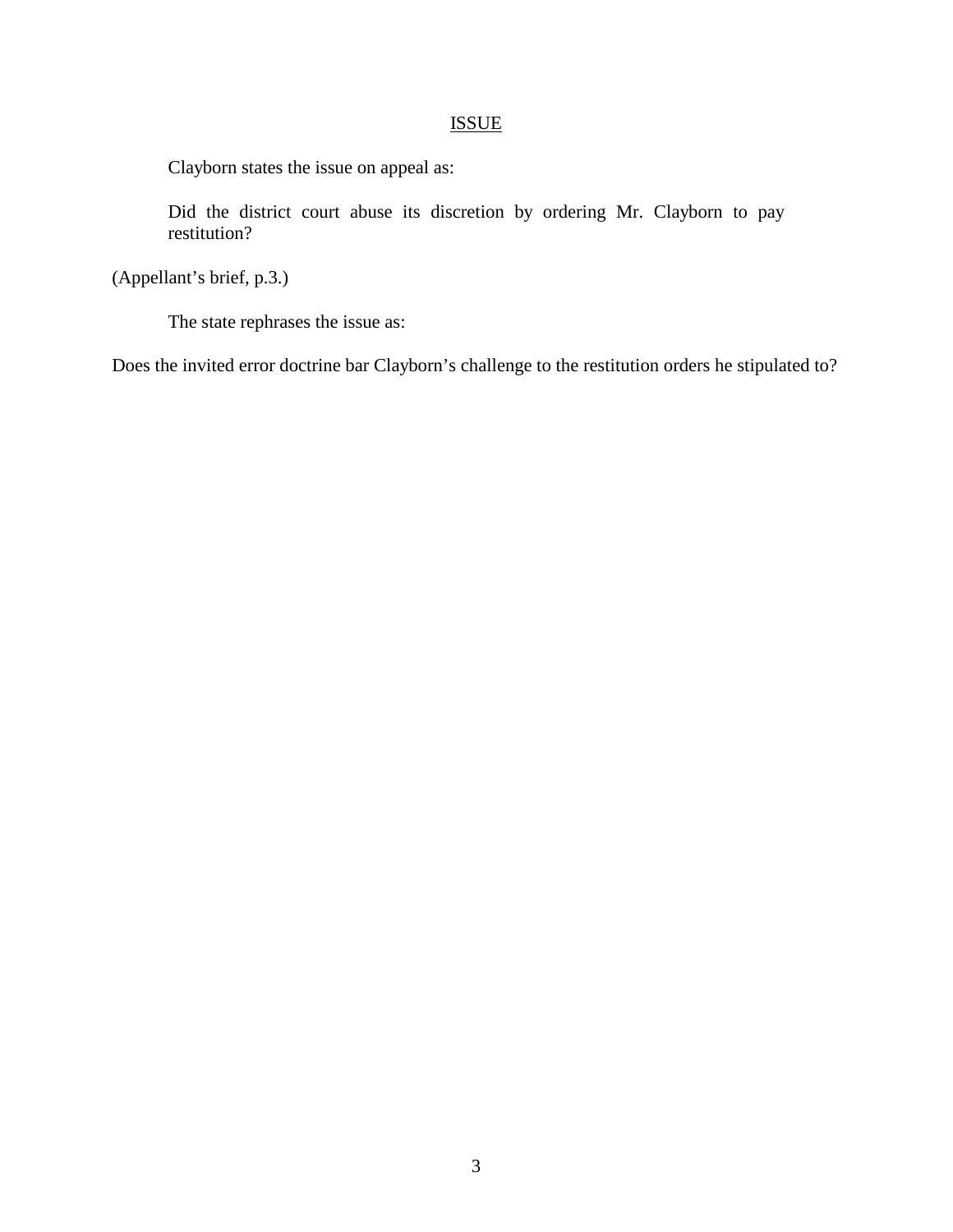## ISSUE

Clayborn states the issue on appeal as:

> Did the district court abuse its discretion by ordering Mr. Clayborn to pay restitution?

(Appellant's brief, p.3.)

The state rephrases the issue as:

Does the invited error doctrine bar Clayborn's challenge to the restitution orders he stipulated to?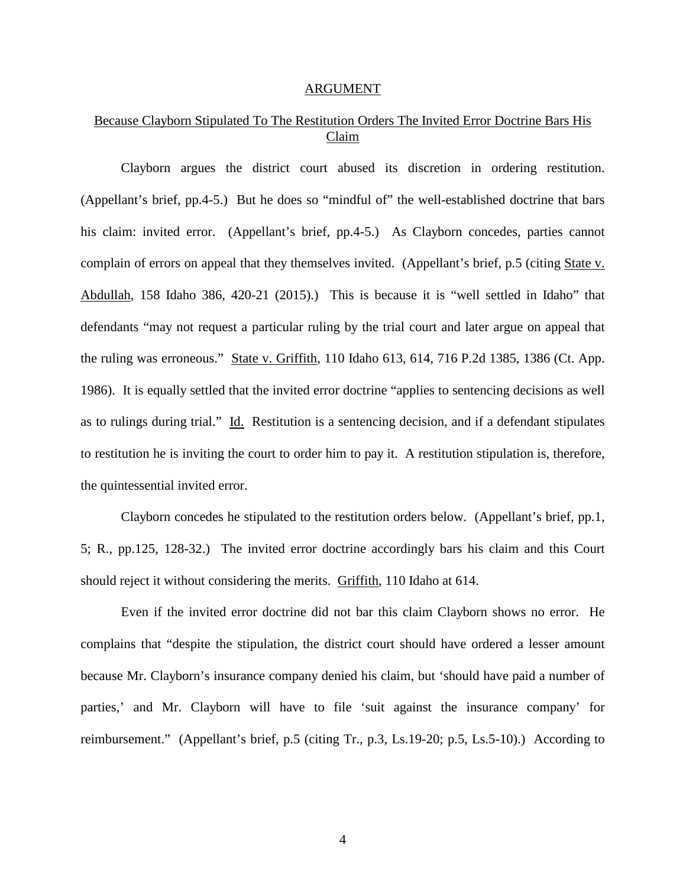## ARGUMENT

### Because Clayborn Stipulated To The Restitution Orders The Invited Error Doctrine Bars His Claim

Clayborn argues the district court abused its discretion in ordering restitution. (Appellant's brief, pp.4-5.) But he does so "mindful of" the well-established doctrine that bars his claim: invited error. (Appellant's brief, pp.4-5.) As Clayborn concedes, parties cannot complain of errors on appeal that they themselves invited. (Appellant's brief, p.5 (citing State v. Abdullah, 158 Idaho 386, 420-21 (2015).) This is because it is "well settled in Idaho" that defendants "may not request a particular ruling by the trial court and later argue on appeal that the ruling was erroneous." State v. Griffith, 110 Idaho 613, 614, 716 P.2d 1385, 1386 (Ct. App. 1986). It is equally settled that the invited error doctrine "applies to sentencing decisions as well as to rulings during trial." Id. Restitution is a sentencing decision, and if a defendant stipulates to restitution he is inviting the court to order him to pay it. A restitution stipulation is, therefore, the quintessential invited error.

Clayborn concedes he stipulated to the restitution orders below. (Appellant's brief, pp.1, 5; R., pp.125, 128-32.) The invited error doctrine accordingly bars his claim and this Court should reject it without considering the merits. Griffith, 110 Idaho at 614.

Even if the invited error doctrine did not bar this claim Clayborn shows no error. He complains that "despite the stipulation, the district court should have ordered a lesser amount because Mr. Clayborn's insurance company denied his claim, but 'should have paid a number of parties,' and Mr. Clayborn will have to file 'suit against the insurance company' for reimbursement." (Appellant's brief, p.5 (citing Tr., p.3, Ls.19-20; p.5, Ls.5-10).) According to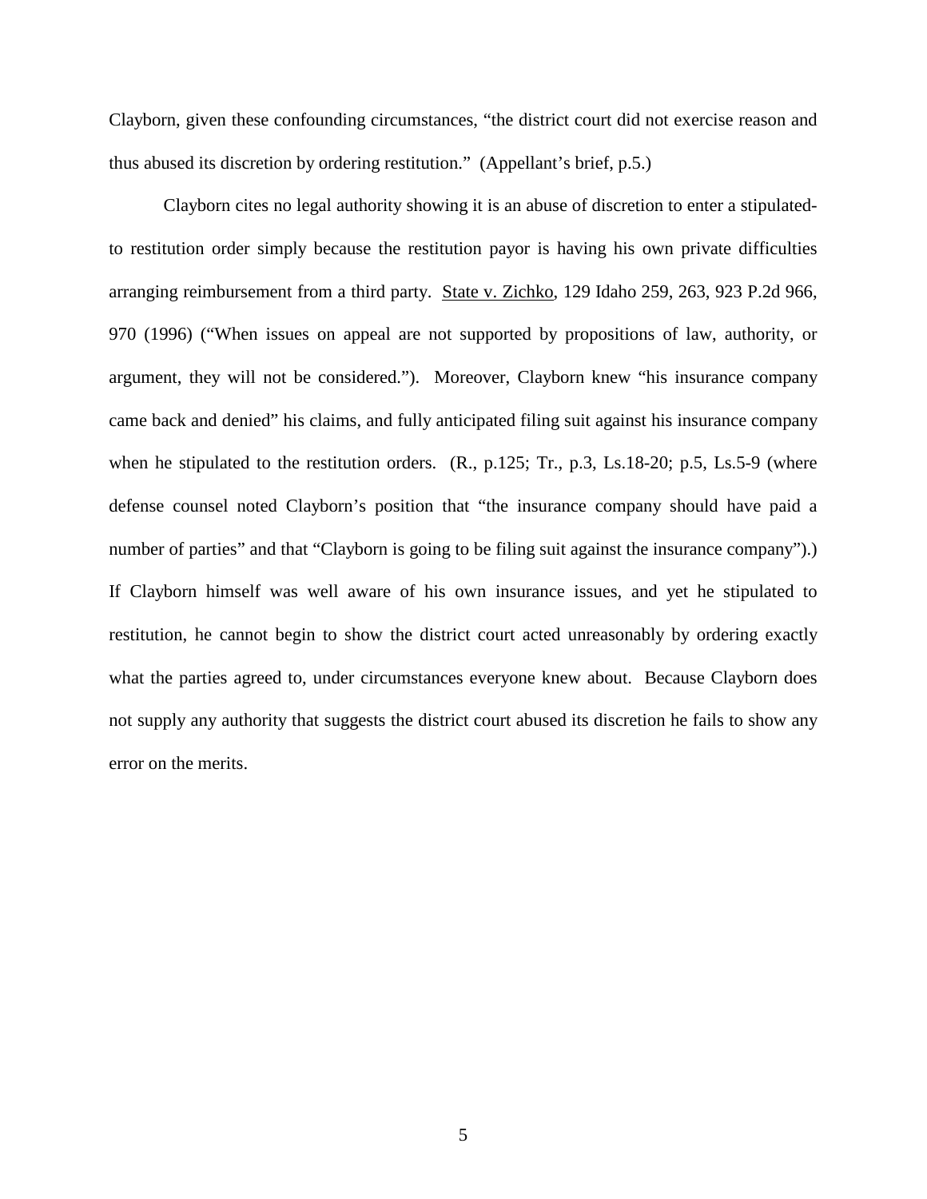Clayborn, given these confounding circumstances, "the district court did not exercise reason and thus abused its discretion by ordering restitution." (Appellant's brief, p.5.)

Clayborn cites no legal authority showing it is an abuse of discretion to enter a stipulated-to restitution order simply because the restitution payor is having his own private difficulties arranging reimbursement from a third party. State v. Zichko, 129 Idaho 259, 263, 923 P.2d 966, 970 (1996) ("When issues on appeal are not supported by propositions of law, authority, or argument, they will not be considered."). Moreover, Clayborn knew "his insurance company came back and denied" his claims, and fully anticipated filing suit against his insurance company when he stipulated to the restitution orders. (R., p.125; Tr., p.3, Ls.18-20; p.5, Ls.5-9 (where defense counsel noted Clayborn's position that "the insurance company should have paid a number of parties" and that "Clayborn is going to be filing suit against the insurance company").) If Clayborn himself was well aware of his own insurance issues, and yet he stipulated to restitution, he cannot begin to show the district court acted unreasonably by ordering exactly what the parties agreed to, under circumstances everyone knew about. Because Clayborn does not supply any authority that suggests the district court abused its discretion he fails to show any error on the merits.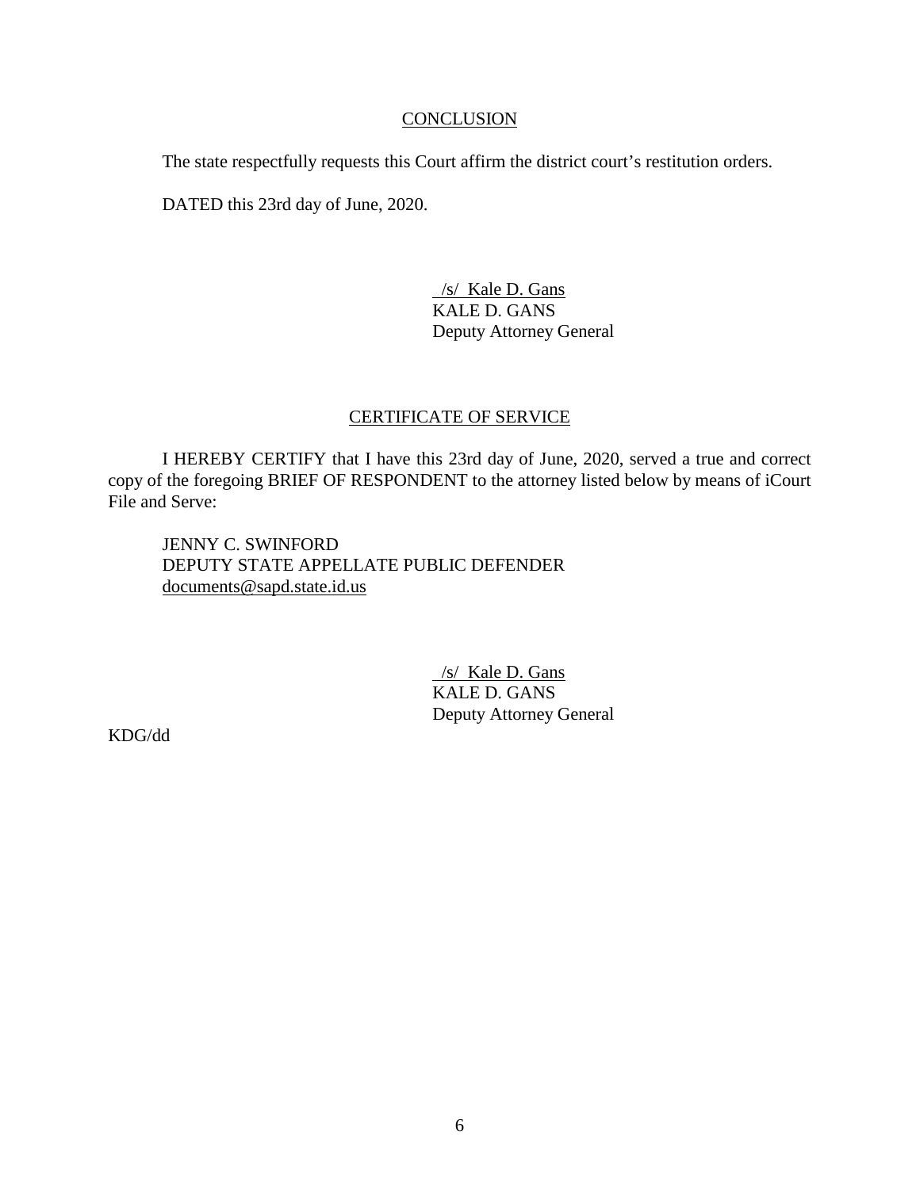## CONCLUSION

The state respectfully requests this Court affirm the district court's restitution orders.

DATED this 23rd day of June, 2020.

/s/ Kale D. Gans
KALE D. GANS
Deputy Attorney General

## CERTIFICATE OF SERVICE

I HEREBY CERTIFY that I have this 23rd day of June, 2020, served a true and correct copy of the foregoing BRIEF OF RESPONDENT to the attorney listed below by means of iCourt File and Serve:

JENNY C. SWINFORD
DEPUTY STATE APPELLATE PUBLIC DEFENDER
documents@sapd.state.id.us

/s/ Kale D. Gans
KALE D. GANS
Deputy Attorney General

KDG/dd